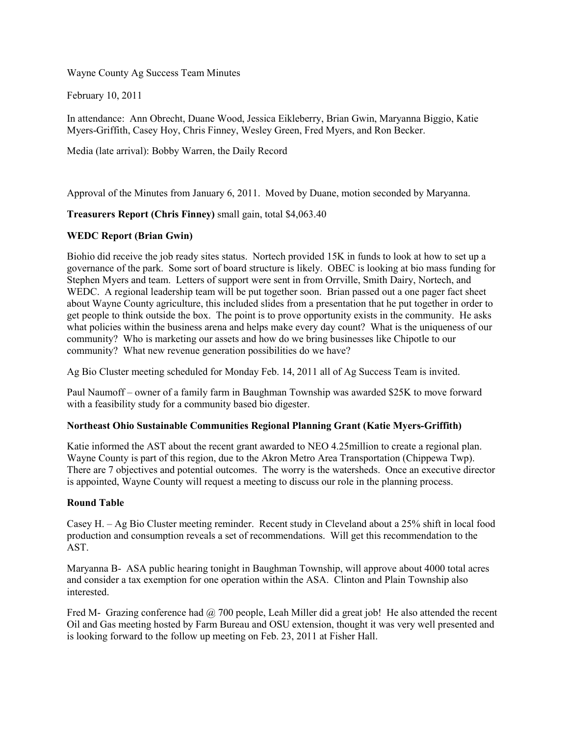Wayne County Ag Success Team Minutes

February 10, 2011

In attendance: Ann Obrecht, Duane Wood, Jessica Eikleberry, Brian Gwin, Maryanna Biggio, Katie Myers-Griffith, Casey Hoy, Chris Finney, Wesley Green, Fred Myers, and Ron Becker.

Media (late arrival): Bobby Warren, the Daily Record

Approval of the Minutes from January 6, 2011. Moved by Duane, motion seconded by Maryanna.

**Treasurers Report (Chris Finney)** small gain, total $4,063.40

**WEDC Report (Brian Gwin)**

Biohio did receive the job ready sites status. Nortech provided 15K in funds to look at how to set up a governance of the park. Some sort of board structure is likely. OBEC is looking at bio mass funding for Stephen Myers and team. Letters of support were sent in from Orrville, Smith Dairy, Nortech, and WEDC. A regional leadership team will be put together soon. Brian passed out a one pager fact sheet about Wayne County agriculture, this included slides from a presentation that he put together in order to get people to think outside the box. The point is to prove opportunity exists in the community. He asks what policies within the business arena and helps make every day count? What is the uniqueness of our community? Who is marketing our assets and how do we bring businesses like Chipotle to our community? What new revenue generation possibilities do we have?

Ag Bio Cluster meeting scheduled for Monday Feb. 14, 2011 all of Ag Success Team is invited.

Paul Naumoff – owner of a family farm in Baughman Township was awarded $25K to move forward with a feasibility study for a community based bio digester.

**Northeast Ohio Sustainable Communities Regional Planning Grant (Katie Myers-Griffith)**

Katie informed the AST about the recent grant awarded to NEO 4.25million to create a regional plan. Wayne County is part of this region, due to the Akron Metro Area Transportation (Chippewa Twp). There are 7 objectives and potential outcomes. The worry is the watersheds. Once an executive director is appointed, Wayne County will request a meeting to discuss our role in the planning process.

**Round Table**

Casey H. – Ag Bio Cluster meeting reminder. Recent study in Cleveland about a 25% shift in local food production and consumption reveals a set of recommendations. Will get this recommendation to the AST.

Maryanna B- ASA public hearing tonight in Baughman Township, will approve about 4000 total acres and consider a tax exemption for one operation within the ASA. Clinton and Plain Township also interested.

Fred M- Grazing conference had @ 700 people, Leah Miller did a great job! He also attended the recent Oil and Gas meeting hosted by Farm Bureau and OSU extension, thought it was very well presented and is looking forward to the follow up meeting on Feb. 23, 2011 at Fisher Hall.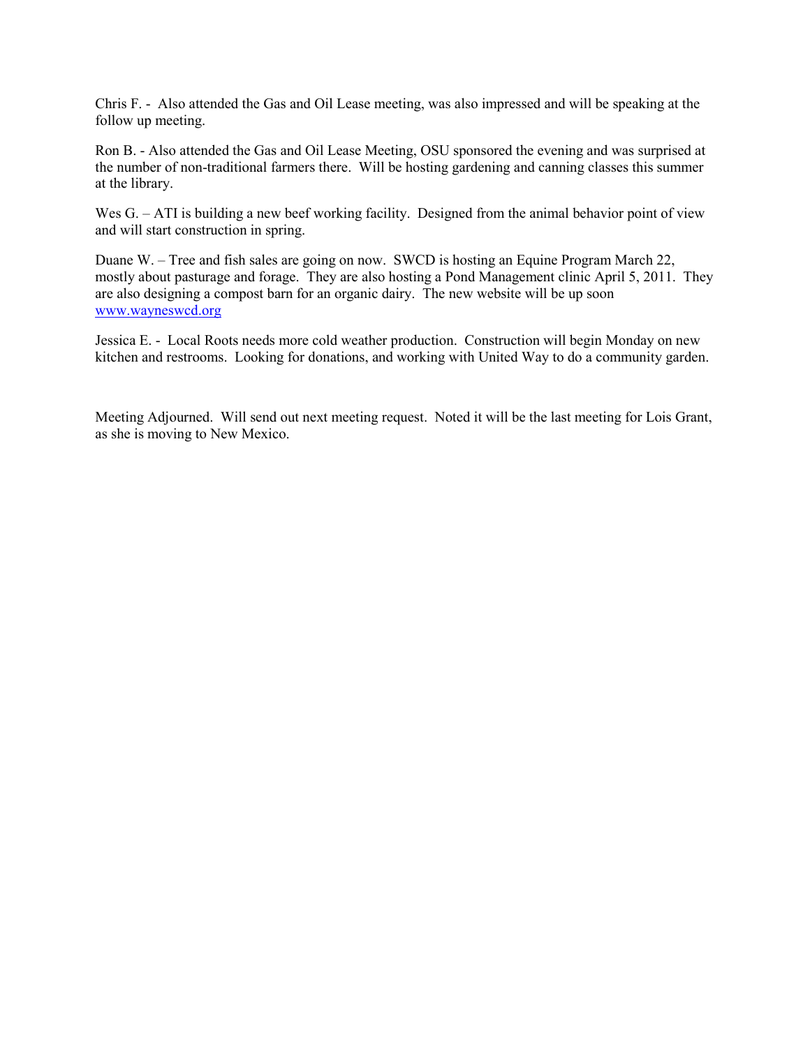Chris F. - Also attended the Gas and Oil Lease meeting, was also impressed and will be speaking at the follow up meeting.

Ron B. - Also attended the Gas and Oil Lease Meeting, OSU sponsored the evening and was surprised at the number of non-traditional farmers there. Will be hosting gardening and canning classes this summer at the library.

Wes G. – ATI is building a new beef working facility. Designed from the animal behavior point of view and will start construction in spring.

Duane W. – Tree and fish sales are going on now. SWCD is hosting an Equine Program March 22, mostly about pasturage and forage. They are also hosting a Pond Management clinic April 5, 2011. They are also designing a compost barn for an organic dairy. The new website will be up soon [www.wayneswcd.org](http://www.wayneswcd.org)

Jessica E. - Local Roots needs more cold weather production. Construction will begin Monday on new kitchen and restrooms. Looking for donations, and working with United Way to do a community garden.

Meeting Adjourned. Will send out next meeting request. Noted it will be the last meeting for Lois Grant, as she is moving to New Mexico.